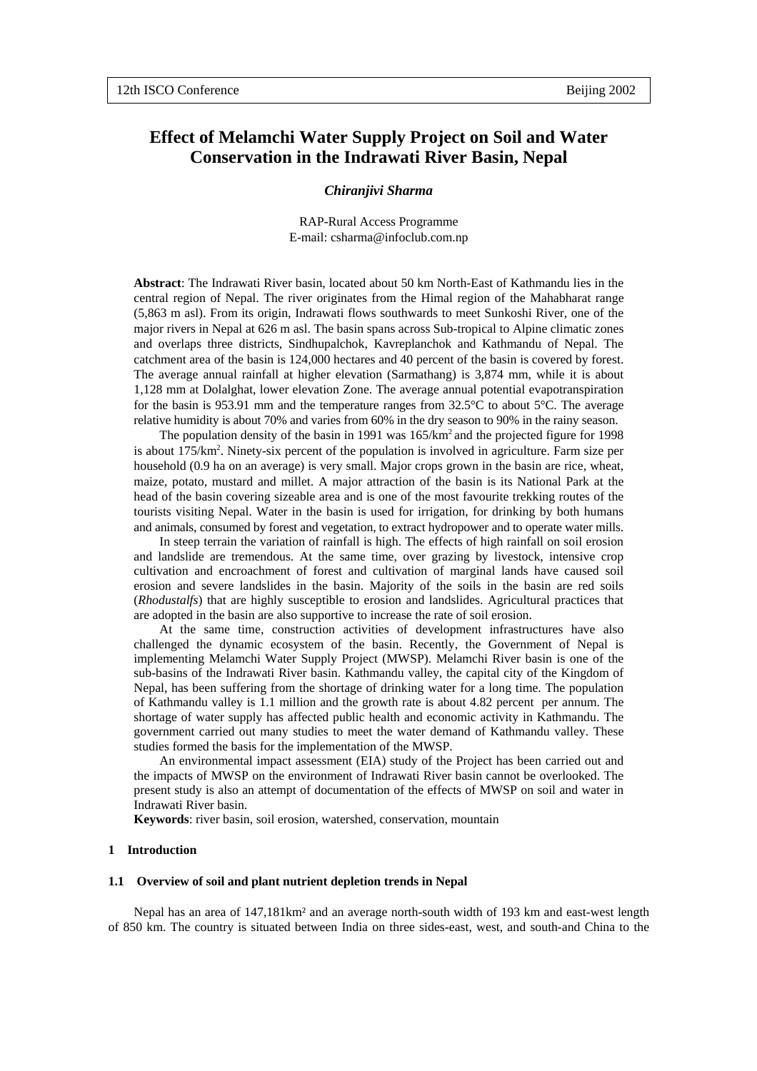# Effect of Melamchi Water Supply Project on Soil and Water Conservation in the Indrawati River Basin, Nepal

***Chiranjivi Sharma***

RAP-Rural Access Programme
E-mail: csharma@infoclub.com.np

**Abstract**: The Indrawati River basin, located about 50 km North-East of Kathmandu lies in the central region of Nepal. The river originates from the Himal region of the Mahabharat range (5,863 m asl). From its origin, Indrawati flows southwards to meet Sunkoshi River, one of the major rivers in Nepal at 626 m asl. The basin spans across Sub-tropical to Alpine climatic zones and overlaps three districts, Sindhupalchok, Kavreplanchok and Kathmandu of Nepal. The catchment area of the basin is 124,000 hectares and 40 percent of the basin is covered by forest. The average annual rainfall at higher elevation (Sarmathang) is 3,874 mm, while it is about 1,128 mm at Dolalghat, lower elevation Zone. The average annual potential evapotranspiration for the basin is 953.91 mm and the temperature ranges from 32.5°C to about 5°C. The average relative humidity is about 70% and varies from 60% in the dry season to 90% in the rainy season.

The population density of the basin in 1991 was $165/km^2$ and the projected figure for 1998 is about $175/km^2$. Ninety-six percent of the population is involved in agriculture. Farm size per household (0.9 ha on an average) is very small. Major crops grown in the basin are rice, wheat, maize, potato, mustard and millet. A major attraction of the basin is its National Park at the head of the basin covering sizeable area and is one of the most favourite trekking routes of the tourists visiting Nepal. Water in the basin is used for irrigation, for drinking by both humans and animals, consumed by forest and vegetation, to extract hydropower and to operate water mills.

In steep terrain the variation of rainfall is high. The effects of high rainfall on soil erosion and landslide are tremendous. At the same time, over grazing by livestock, intensive crop cultivation and encroachment of forest and cultivation of marginal lands have caused soil erosion and severe landslides in the basin. Majority of the soils in the basin are red soils (*Rhodustalfs*) that are highly susceptible to erosion and landslides. Agricultural practices that are adopted in the basin are also supportive to increase the rate of soil erosion.

At the same time, construction activities of development infrastructures have also challenged the dynamic ecosystem of the basin. Recently, the Government of Nepal is implementing Melamchi Water Supply Project (MWSP). Melamchi River basin is one of the sub-basins of the Indrawati River basin. Kathmandu valley, the capital city of the Kingdom of Nepal, has been suffering from the shortage of drinking water for a long time. The population of Kathmandu valley is 1.1 million and the growth rate is about 4.82 percent per annum. The shortage of water supply has affected public health and economic activity in Kathmandu. The government carried out many studies to meet the water demand of Kathmandu valley. These studies formed the basis for the implementation of the MWSP.

An environmental impact assessment (EIA) study of the Project has been carried out and the impacts of MWSP on the environment of Indrawati River basin cannot be overlooked. The present study is also an attempt of documentation of the effects of MWSP on soil and water in Indrawati River basin.

**Keywords**: river basin, soil erosion, watershed, conservation, mountain

## 1 Introduction

### 1.1 Overview of soil and plant nutrient depletion trends in Nepal

Nepal has an area of 147,181km² and an average north-south width of 193 km and east-west length of 850 km. The country is situated between India on three sides-east, west, and south-and China to the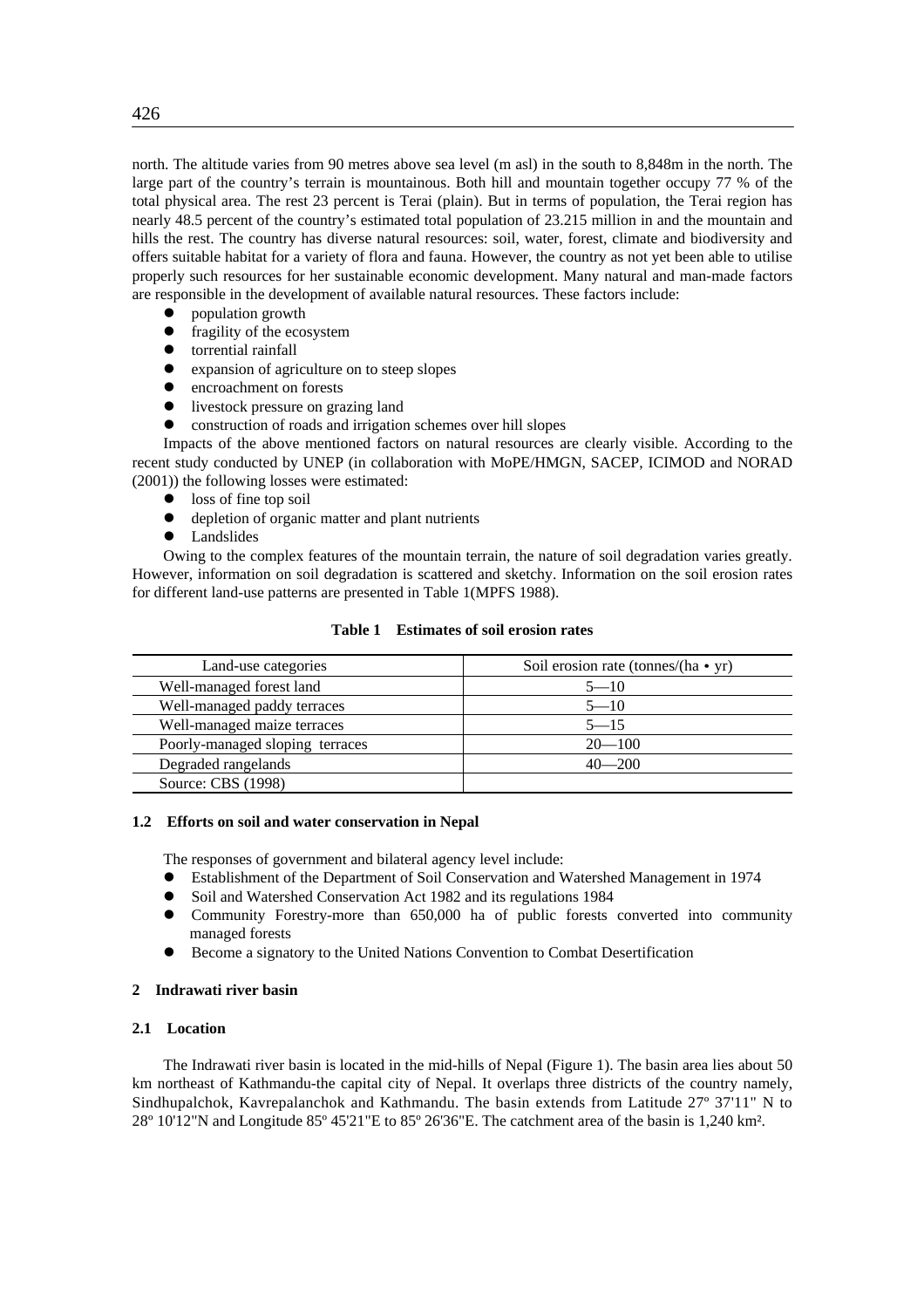north. The altitude varies from 90 metres above sea level (m asl) in the south to 8,848m in the north. The large part of the country's terrain is mountainous. Both hill and mountain together occupy 77 % of the total physical area. The rest 23 percent is Terai (plain). But in terms of population, the Terai region has nearly 48.5 percent of the country's estimated total population of 23.215 million in and the mountain and hills the rest. The country has diverse natural resources: soil, water, forest, climate and biodiversity and offers suitable habitat for a variety of flora and fauna. However, the country as not yet been able to utilise properly such resources for her sustainable economic development. Many natural and man-made factors are responsible in the development of available natural resources. These factors include:

- population growth
- fragility of the ecosystem
- torrential rainfall
- expansion of agriculture on to steep slopes
- encroachment on forests
- livestock pressure on grazing land
- construction of roads and irrigation schemes over hill slopes

Impacts of the above mentioned factors on natural resources are clearly visible. According to the recent study conducted by UNEP (in collaboration with MoPE/HMGN, SACEP, ICIMOD and NORAD (2001)) the following losses were estimated:

- loss of fine top soil
- depletion of organic matter and plant nutrients
- Landslides

Owing to the complex features of the mountain terrain, the nature of soil degradation varies greatly. However, information on soil degradation is scattered and sketchy. Information on the soil erosion rates for different land-use patterns are presented in Table 1(MPFS 1988).

**Table 1 Estimates of soil erosion rates**

| Land-use categories | Soil erosion rate (tonnes/(ha • yr) |
|---|---|
| Well-managed forest land | 5—10 |
| Well-managed paddy terraces | 5—10 |
| Well-managed maize terraces | 5—15 |
| Poorly-managed sloping terraces | 20—100 |
| Degraded rangelands | 40—200 |
| Source: CBS (1998) | |

### 1.2 Efforts on soil and water conservation in Nepal

The responses of government and bilateral agency level include:

- Establishment of the Department of Soil Conservation and Watershed Management in 1974
- Soil and Watershed Conservation Act 1982 and its regulations 1984
- Community Forestry-more than 650,000 ha of public forests converted into community managed forests
- Become a signatory to the United Nations Convention to Combat Desertification

## 2 Indrawati river basin

### 2.1 Location

The Indrawati river basin is located in the mid-hills of Nepal (Figure 1). The basin area lies about 50 km northeast of Kathmandu-the capital city of Nepal. It overlaps three districts of the country namely, Sindhupalchok, Kavrepalanchok and Kathmandu. The basin extends from Latitude 27º 37'11" N to 28º 10'12"N and Longitude 85º 45'21"E to 85º 26'36"E. The catchment area of the basin is 1,240 km².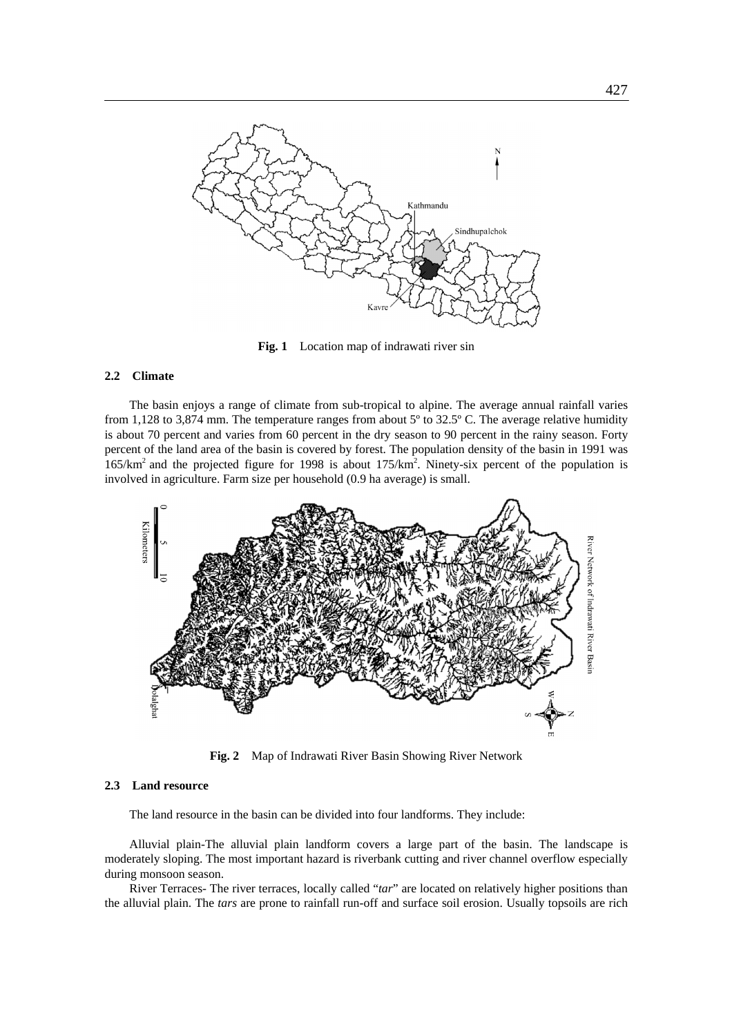**Fig. 1** Location map of indrawati river sin

### 2.2 Climate

The basin enjoys a range of climate from sub-tropical to alpine. The average annual rainfall varies from 1,128 to 3,874 mm. The temperature ranges from about 5º to 32.5º C. The average relative humidity is about 70 percent and varies from 60 percent in the dry season to 90 percent in the rainy season. Forty percent of the land area of the basin is covered by forest. The population density of the basin in 1991 was $165/km^2$ and the projected figure for 1998 is about $175/km^2$. Ninety-six percent of the population is involved in agriculture. Farm size per household (0.9 ha average) is small.

**Fig. 2** Map of Indrawati River Basin Showing River Network

### 2.3 Land resource

The land resource in the basin can be divided into four landforms. They include:

Alluvial plain-The alluvial plain landform covers a large part of the basin. The landscape is moderately sloping. The most important hazard is riverbank cutting and river channel overflow especially during monsoon season.

River Terraces- The river terraces, locally called "*tar*" are located on relatively higher positions than the alluvial plain. The *tars* are prone to rainfall run-off and surface soil erosion. Usually topsoils are rich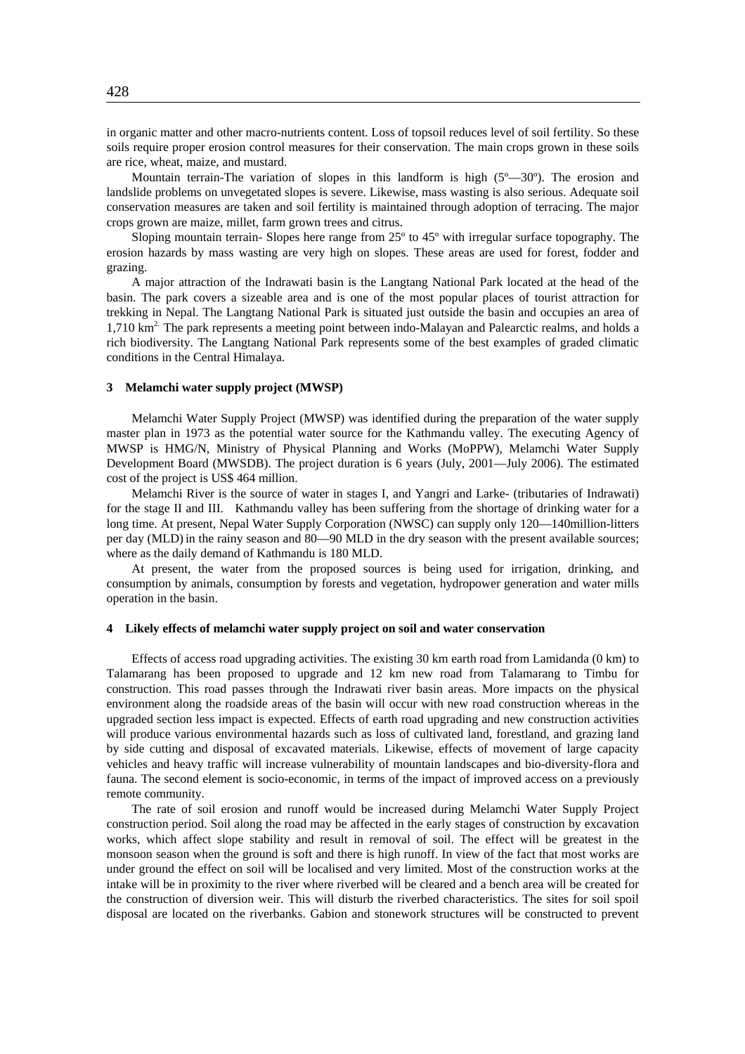in organic matter and other macro-nutrients content. Loss of topsoil reduces level of soil fertility. So these soils require proper erosion control measures for their conservation. The main crops grown in these soils are rice, wheat, maize, and mustard.

Mountain terrain-The variation of slopes in this landform is high (5º—30º). The erosion and landslide problems on unvegetated slopes is severe. Likewise, mass wasting is also serious. Adequate soil conservation measures are taken and soil fertility is maintained through adoption of terracing. The major crops grown are maize, millet, farm grown trees and citrus.

Sloping mountain terrain- Slopes here range from 25º to 45º with irregular surface topography. The erosion hazards by mass wasting are very high on slopes. These areas are used for forest, fodder and grazing.

A major attraction of the Indrawati basin is the Langtang National Park located at the head of the basin. The park covers a sizeable area and is one of the most popular places of tourist attraction for trekking in Nepal. The Langtang National Park is situated just outside the basin and occupies an area of 1,710 km$^2$. The park represents a meeting point between indo-Malayan and Palearctic realms, and holds a rich biodiversity. The Langtang National Park represents some of the best examples of graded climatic conditions in the Central Himalaya.

## 3 Melamchi water supply project (MWSP)

Melamchi Water Supply Project (MWSP) was identified during the preparation of the water supply master plan in 1973 as the potential water source for the Kathmandu valley. The executing Agency of MWSP is HMG/N, Ministry of Physical Planning and Works (MoPPW), Melamchi Water Supply Development Board (MWSDB). The project duration is 6 years (July, 2001—July 2006). The estimated cost of the project is US$ 464 million.

Melamchi River is the source of water in stages I, and Yangri and Larke- (tributaries of Indrawati) for the stage II and III. Kathmandu valley has been suffering from the shortage of drinking water for a long time. At present, Nepal Water Supply Corporation (NWSC) can supply only 120—140million-litters per day (MLD) in the rainy season and 80—90 MLD in the dry season with the present available sources; where as the daily demand of Kathmandu is 180 MLD.

At present, the water from the proposed sources is being used for irrigation, drinking, and consumption by animals, consumption by forests and vegetation, hydropower generation and water mills operation in the basin.

## 4 Likely effects of melamchi water supply project on soil and water conservation

Effects of access road upgrading activities. The existing 30 km earth road from Lamidanda (0 km) to Talamarang has been proposed to upgrade and 12 km new road from Talamarang to Timbu for construction. This road passes through the Indrawati river basin areas. More impacts on the physical environment along the roadside areas of the basin will occur with new road construction whereas in the upgraded section less impact is expected. Effects of earth road upgrading and new construction activities will produce various environmental hazards such as loss of cultivated land, forestland, and grazing land by side cutting and disposal of excavated materials. Likewise, effects of movement of large capacity vehicles and heavy traffic will increase vulnerability of mountain landscapes and bio-diversity-flora and fauna. The second element is socio-economic, in terms of the impact of improved access on a previously remote community.

The rate of soil erosion and runoff would be increased during Melamchi Water Supply Project construction period. Soil along the road may be affected in the early stages of construction by excavation works, which affect slope stability and result in removal of soil. The effect will be greatest in the monsoon season when the ground is soft and there is high runoff. In view of the fact that most works are under ground the effect on soil will be localised and very limited. Most of the construction works at the intake will be in proximity to the river where riverbed will be cleared and a bench area will be created for the construction of diversion weir. This will disturb the riverbed characteristics. The sites for soil spoil disposal are located on the riverbanks. Gabion and stonework structures will be constructed to prevent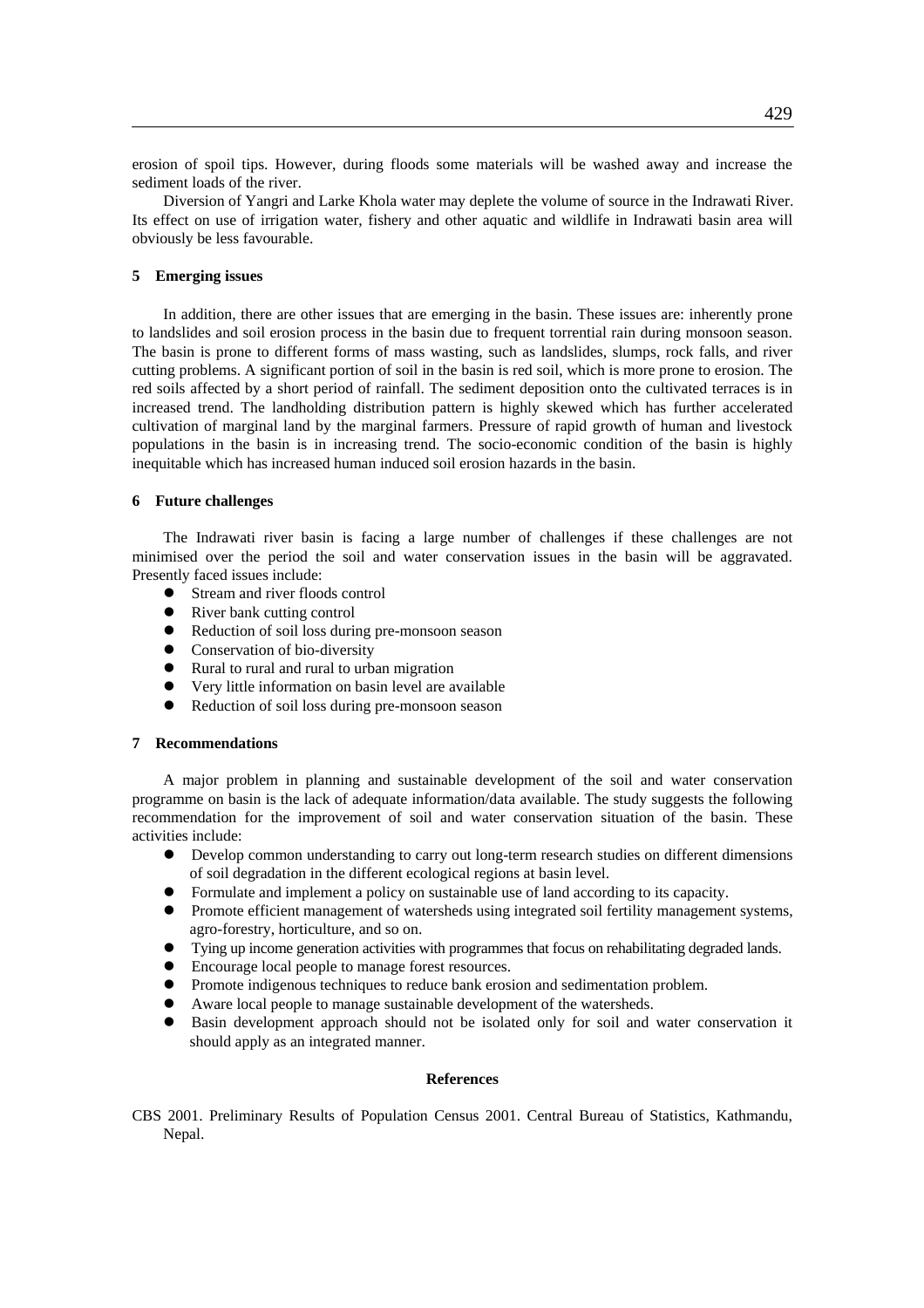erosion of spoil tips. However, during floods some materials will be washed away and increase the sediment loads of the river.

Diversion of Yangri and Larke Khola water may deplete the volume of source in the Indrawati River. Its effect on use of irrigation water, fishery and other aquatic and wildlife in Indrawati basin area will obviously be less favourable.

## 5 Emerging issues

In addition, there are other issues that are emerging in the basin. These issues are: inherently prone to landslides and soil erosion process in the basin due to frequent torrential rain during monsoon season. The basin is prone to different forms of mass wasting, such as landslides, slumps, rock falls, and river cutting problems. A significant portion of soil in the basin is red soil, which is more prone to erosion. The red soils affected by a short period of rainfall. The sediment deposition onto the cultivated terraces is in increased trend. The landholding distribution pattern is highly skewed which has further accelerated cultivation of marginal land by the marginal farmers. Pressure of rapid growth of human and livestock populations in the basin is in increasing trend. The socio-economic condition of the basin is highly inequitable which has increased human induced soil erosion hazards in the basin.

## 6 Future challenges

The Indrawati river basin is facing a large number of challenges if these challenges are not minimised over the period the soil and water conservation issues in the basin will be aggravated. Presently faced issues include:

- Stream and river floods control
- River bank cutting control
- Reduction of soil loss during pre-monsoon season
- Conservation of bio-diversity
- Rural to rural and rural to urban migration
- Very little information on basin level are available
- Reduction of soil loss during pre-monsoon season

## 7 Recommendations

A major problem in planning and sustainable development of the soil and water conservation programme on basin is the lack of adequate information/data available. The study suggests the following recommendation for the improvement of soil and water conservation situation of the basin. These activities include:

- Develop common understanding to carry out long-term research studies on different dimensions of soil degradation in the different ecological regions at basin level.
- Formulate and implement a policy on sustainable use of land according to its capacity.
- Promote efficient management of watersheds using integrated soil fertility management systems, agro-forestry, horticulture, and so on.
- Tying up income generation activities with programmes that focus on rehabilitating degraded lands.
- Encourage local people to manage forest resources.
- Promote indigenous techniques to reduce bank erosion and sedimentation problem.
- Aware local people to manage sustainable development of the watersheds.
- Basin development approach should not be isolated only for soil and water conservation it should apply as an integrated manner.

## References

CBS 2001. Preliminary Results of Population Census 2001. Central Bureau of Statistics, Kathmandu, Nepal.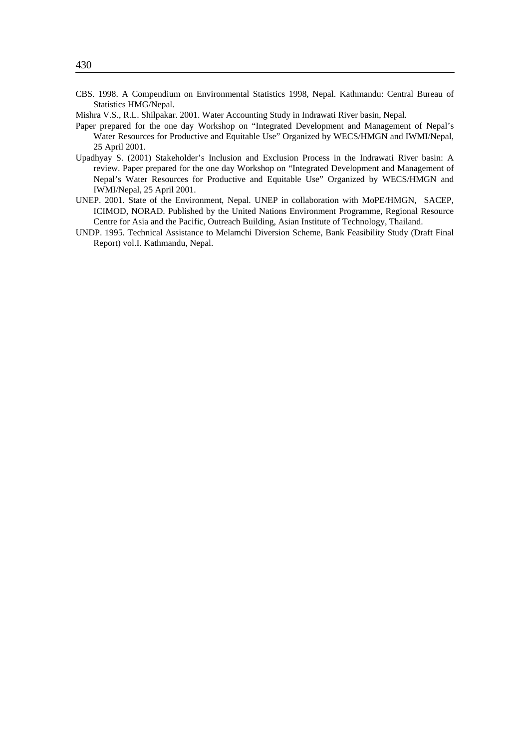CBS. 1998. A Compendium on Environmental Statistics 1998, Nepal. Kathmandu: Central Bureau of Statistics HMG/Nepal.

Mishra V.S., R.L. Shilpakar. 2001. Water Accounting Study in Indrawati River basin, Nepal.

Paper prepared for the one day Workshop on "Integrated Development and Management of Nepal's Water Resources for Productive and Equitable Use" Organized by WECS/HMGN and IWMI/Nepal, 25 April 2001.

Upadhyay S. (2001) Stakeholder's Inclusion and Exclusion Process in the Indrawati River basin: A review. Paper prepared for the one day Workshop on "Integrated Development and Management of Nepal's Water Resources for Productive and Equitable Use" Organized by WECS/HMGN and IWMI/Nepal, 25 April 2001.

UNEP. 2001. State of the Environment, Nepal. UNEP in collaboration with MoPE/HMGN, SACEP, ICIMOD, NORAD. Published by the United Nations Environment Programme, Regional Resource Centre for Asia and the Pacific, Outreach Building, Asian Institute of Technology, Thailand.

UNDP. 1995. Technical Assistance to Melamchi Diversion Scheme, Bank Feasibility Study (Draft Final Report) vol.I. Kathmandu, Nepal.